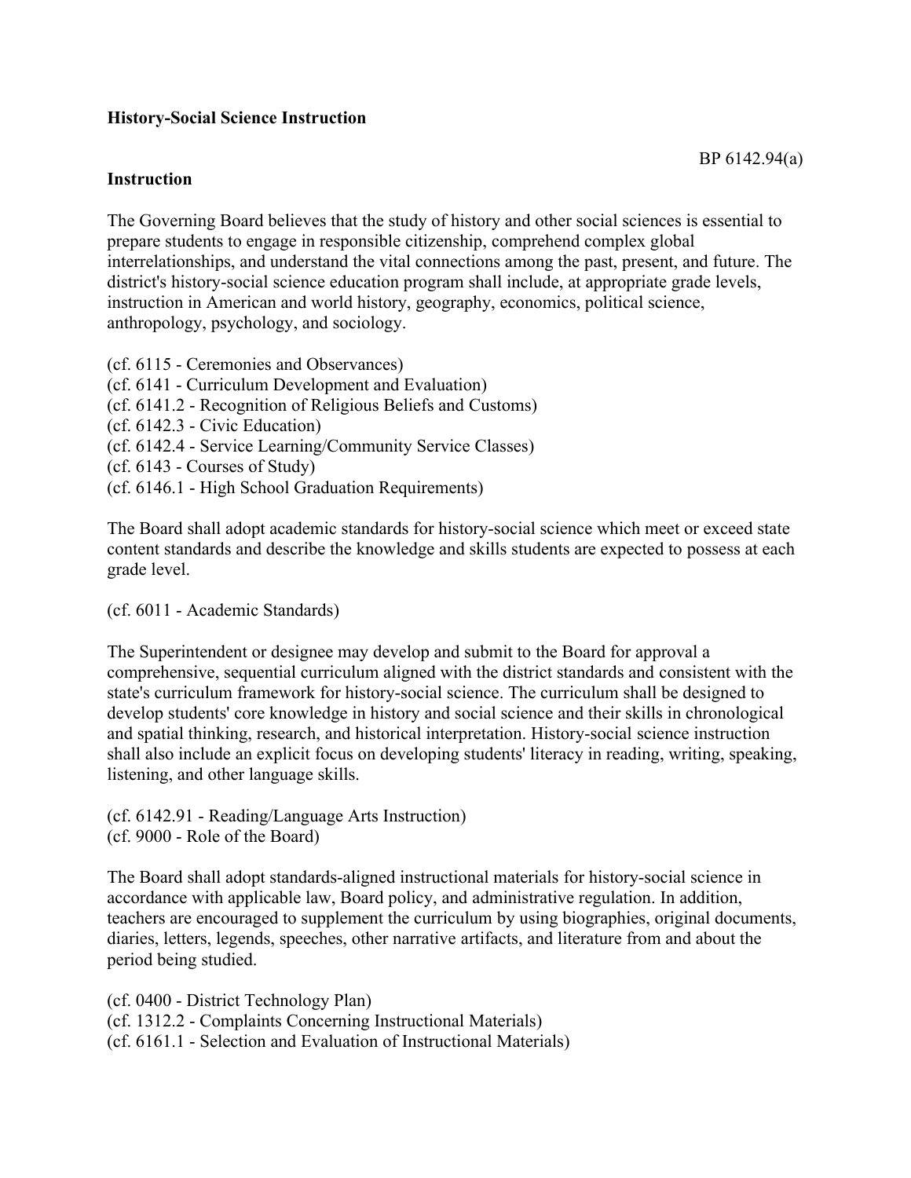**History-Social Science Instruction**

BP 6142.94(a)

**Instruction**

The Governing Board believes that the study of history and other social sciences is essential to prepare students to engage in responsible citizenship, comprehend complex global interrelationships, and understand the vital connections among the past, present, and future. The district's history-social science education program shall include, at appropriate grade levels, instruction in American and world history, geography, economics, political science, anthropology, psychology, and sociology.

(cf. 6115 - Ceremonies and Observances)
(cf. 6141 - Curriculum Development and Evaluation)
(cf. 6141.2 - Recognition of Religious Beliefs and Customs)
(cf. 6142.3 - Civic Education)
(cf. 6142.4 - Service Learning/Community Service Classes)
(cf. 6143 - Courses of Study)
(cf. 6146.1 - High School Graduation Requirements)

The Board shall adopt academic standards for history-social science which meet or exceed state content standards and describe the knowledge and skills students are expected to possess at each grade level.

(cf. 6011 - Academic Standards)

The Superintendent or designee may develop and submit to the Board for approval a comprehensive, sequential curriculum aligned with the district standards and consistent with the state's curriculum framework for history-social science. The curriculum shall be designed to develop students' core knowledge in history and social science and their skills in chronological and spatial thinking, research, and historical interpretation. History-social science instruction shall also include an explicit focus on developing students' literacy in reading, writing, speaking, listening, and other language skills.

(cf. 6142.91 - Reading/Language Arts Instruction)
(cf. 9000 - Role of the Board)

The Board shall adopt standards-aligned instructional materials for history-social science in accordance with applicable law, Board policy, and administrative regulation. In addition, teachers are encouraged to supplement the curriculum by using biographies, original documents, diaries, letters, legends, speeches, other narrative artifacts, and literature from and about the period being studied.

(cf. 0400 - District Technology Plan)
(cf. 1312.2 - Complaints Concerning Instructional Materials)
(cf. 6161.1 - Selection and Evaluation of Instructional Materials)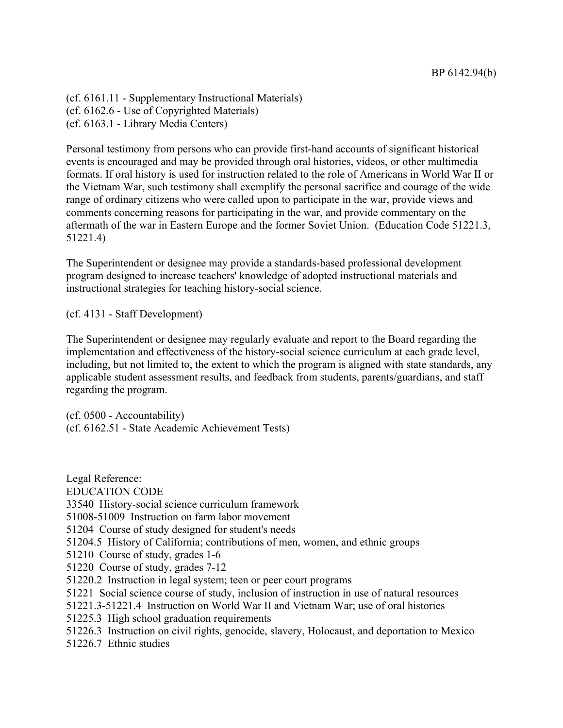(cf. 6161.11 - Supplementary Instructional Materials)
(cf. 6162.6 - Use of Copyrighted Materials)
(cf. 6163.1 - Library Media Centers)

Personal testimony from persons who can provide first-hand accounts of significant historical events is encouraged and may be provided through oral histories, videos, or other multimedia formats. If oral history is used for instruction related to the role of Americans in World War II or the Vietnam War, such testimony shall exemplify the personal sacrifice and courage of the wide range of ordinary citizens who were called upon to participate in the war, provide views and comments concerning reasons for participating in the war, and provide commentary on the aftermath of the war in Eastern Europe and the former Soviet Union. (Education Code 51221.3, 51221.4)

The Superintendent or designee may provide a standards-based professional development program designed to increase teachers' knowledge of adopted instructional materials and instructional strategies for teaching history-social science.

(cf. 4131 - Staff Development)

The Superintendent or designee may regularly evaluate and report to the Board regarding the implementation and effectiveness of the history-social science curriculum at each grade level, including, but not limited to, the extent to which the program is aligned with state standards, any applicable student assessment results, and feedback from students, parents/guardians, and staff regarding the program.

(cf. 0500 - Accountability)
(cf. 6162.51 - State Academic Achievement Tests)

Legal Reference:
EDUCATION CODE
33540 History-social science curriculum framework
51008-51009 Instruction on farm labor movement
51204 Course of study designed for student's needs
51204.5 History of California; contributions of men, women, and ethnic groups
51210 Course of study, grades 1-6
51220 Course of study, grades 7-12
51220.2 Instruction in legal system; teen or peer court programs
51221 Social science course of study, inclusion of instruction in use of natural resources
51221.3-51221.4 Instruction on World War II and Vietnam War; use of oral histories
51225.3 High school graduation requirements
51226.3 Instruction on civil rights, genocide, slavery, Holocaust, and deportation to Mexico
51226.7 Ethnic studies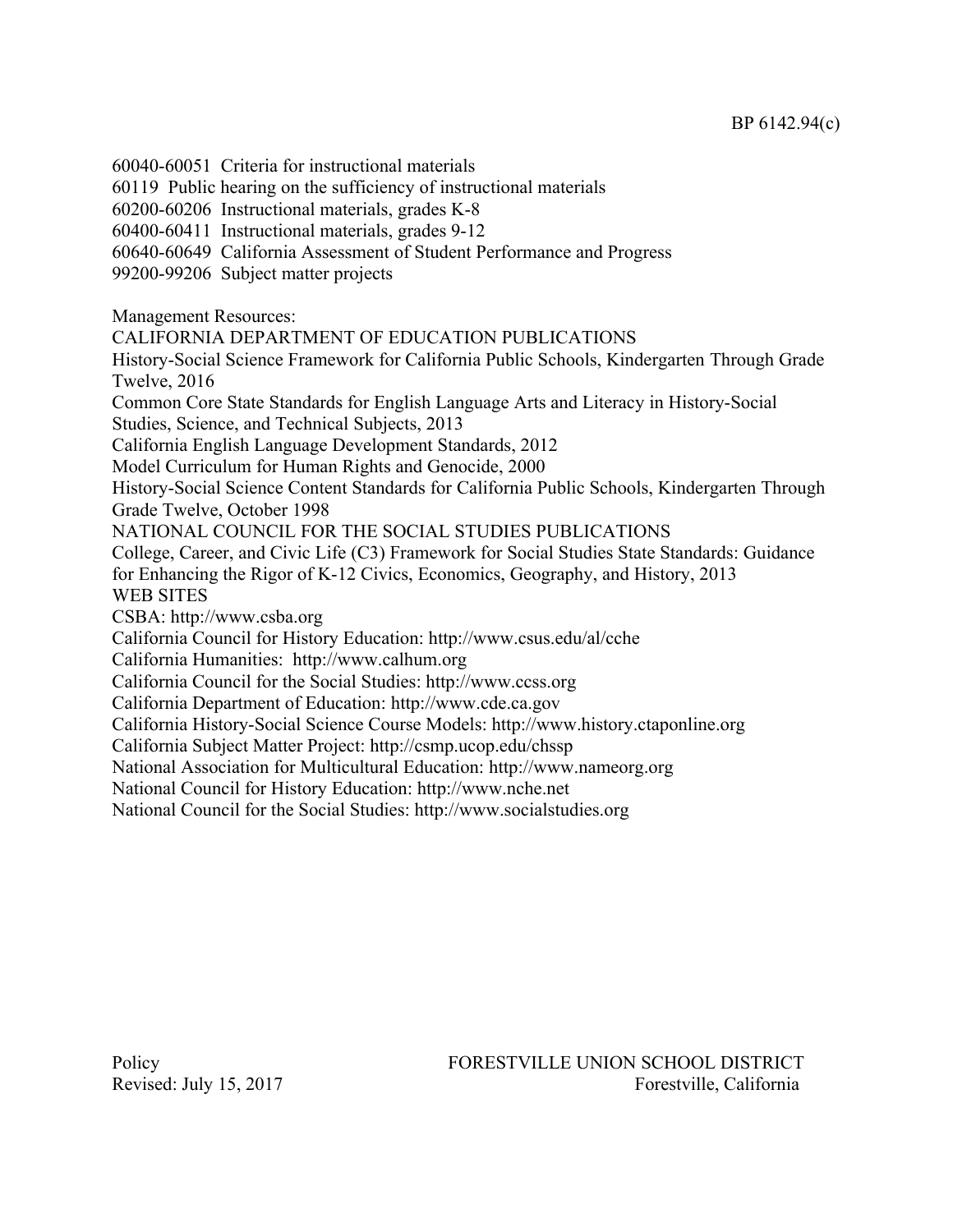60040-60051 Criteria for instructional materials
60119 Public hearing on the sufficiency of instructional materials
60200-60206 Instructional materials, grades K-8
60400-60411 Instructional materials, grades 9-12
60640-60649 California Assessment of Student Performance and Progress
99200-99206 Subject matter projects

Management Resources:
CALIFORNIA DEPARTMENT OF EDUCATION PUBLICATIONS
History-Social Science Framework for California Public Schools, Kindergarten Through Grade Twelve, 2016
Common Core State Standards for English Language Arts and Literacy in History-Social Studies, Science, and Technical Subjects, 2013
California English Language Development Standards, 2012
Model Curriculum for Human Rights and Genocide, 2000
History-Social Science Content Standards for California Public Schools, Kindergarten Through Grade Twelve, October 1998
NATIONAL COUNCIL FOR THE SOCIAL STUDIES PUBLICATIONS
College, Career, and Civic Life (C3) Framework for Social Studies State Standards: Guidance for Enhancing the Rigor of K-12 Civics, Economics, Geography, and History, 2013
WEB SITES
CSBA: http://www.csba.org
California Council for History Education: http://www.csus.edu/al/cche
California Humanities: http://www.calhum.org
California Council for the Social Studies: http://www.ccss.org
California Department of Education: http://www.cde.ca.gov
California History-Social Science Course Models: http://www.history.ctaponline.org
California Subject Matter Project: http://csmp.ucop.edu/chssp
National Association for Multicultural Education: http://www.nameorg.org
National Council for History Education: http://www.nche.net
National Council for the Social Studies: http://www.socialstudies.org

Policy FORESTVILLE UNION SCHOOL DISTRICT
Revised: July 15, 2017 Forestville, California